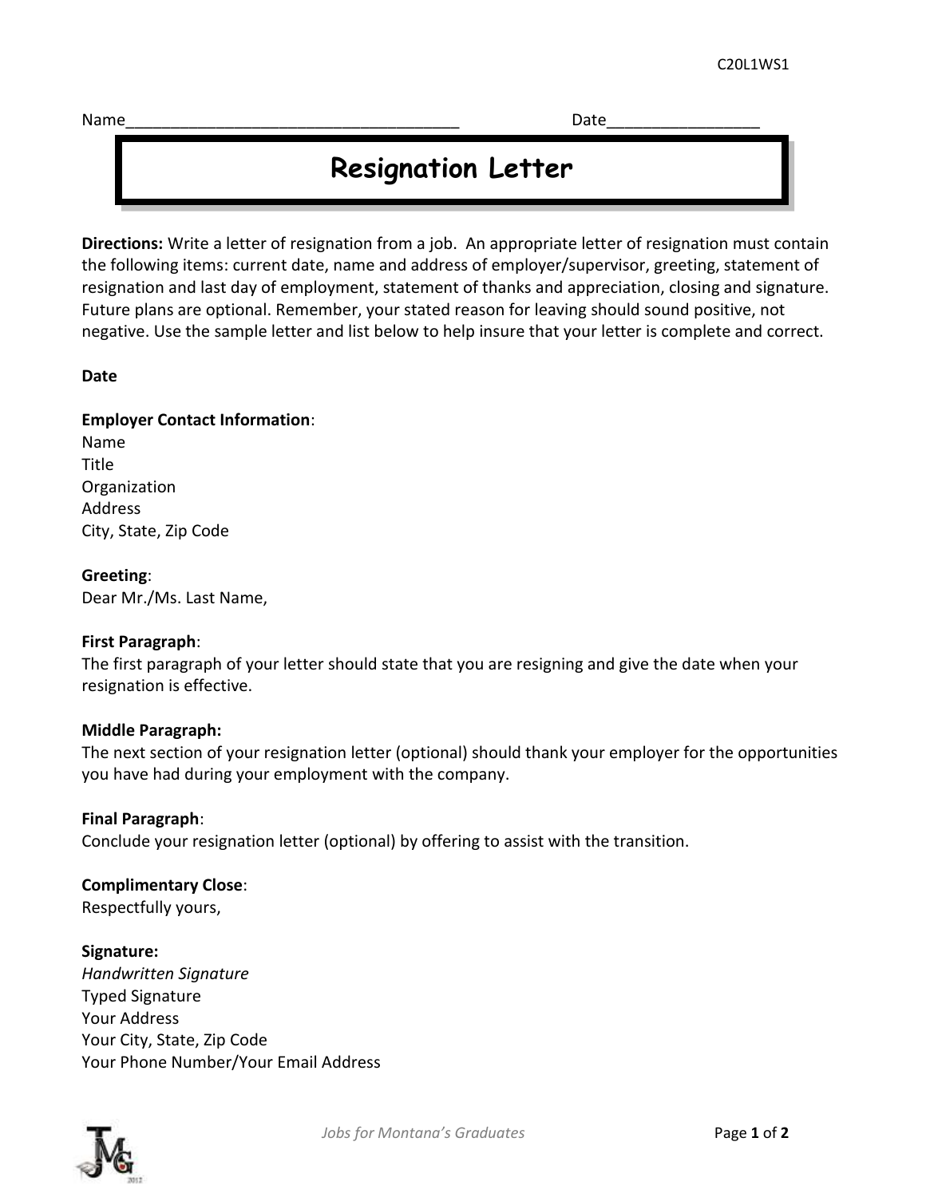C20L1WS1

Name_____________________________________ Date________________

# Resignation Letter

**Directions:** Write a letter of resignation from a job. An appropriate letter of resignation must contain the following items: current date, name and address of employer/supervisor, greeting, statement of resignation and last day of employment, statement of thanks and appreciation, closing and signature. Future plans are optional. Remember, your stated reason for leaving should sound positive, not negative. Use the sample letter and list below to help insure that your letter is complete and correct.

**Date**

**Employer Contact Information**:
Name
Title
Organization
Address
City, State, Zip Code

**Greeting**:
Dear Mr./Ms. Last Name,

**First Paragraph**:
The first paragraph of your letter should state that you are resigning and give the date when your resignation is effective.

**Middle Paragraph:**
The next section of your resignation letter (optional) should thank your employer for the opportunities you have had during your employment with the company.

**Final Paragraph**:
Conclude your resignation letter (optional) by offering to assist with the transition.

**Complimentary Close**:
Respectfully yours,

**Signature:**
*Handwritten Signature*
Typed Signature
Your Address
Your City, State, Zip Code
Your Phone Number/Your Email Address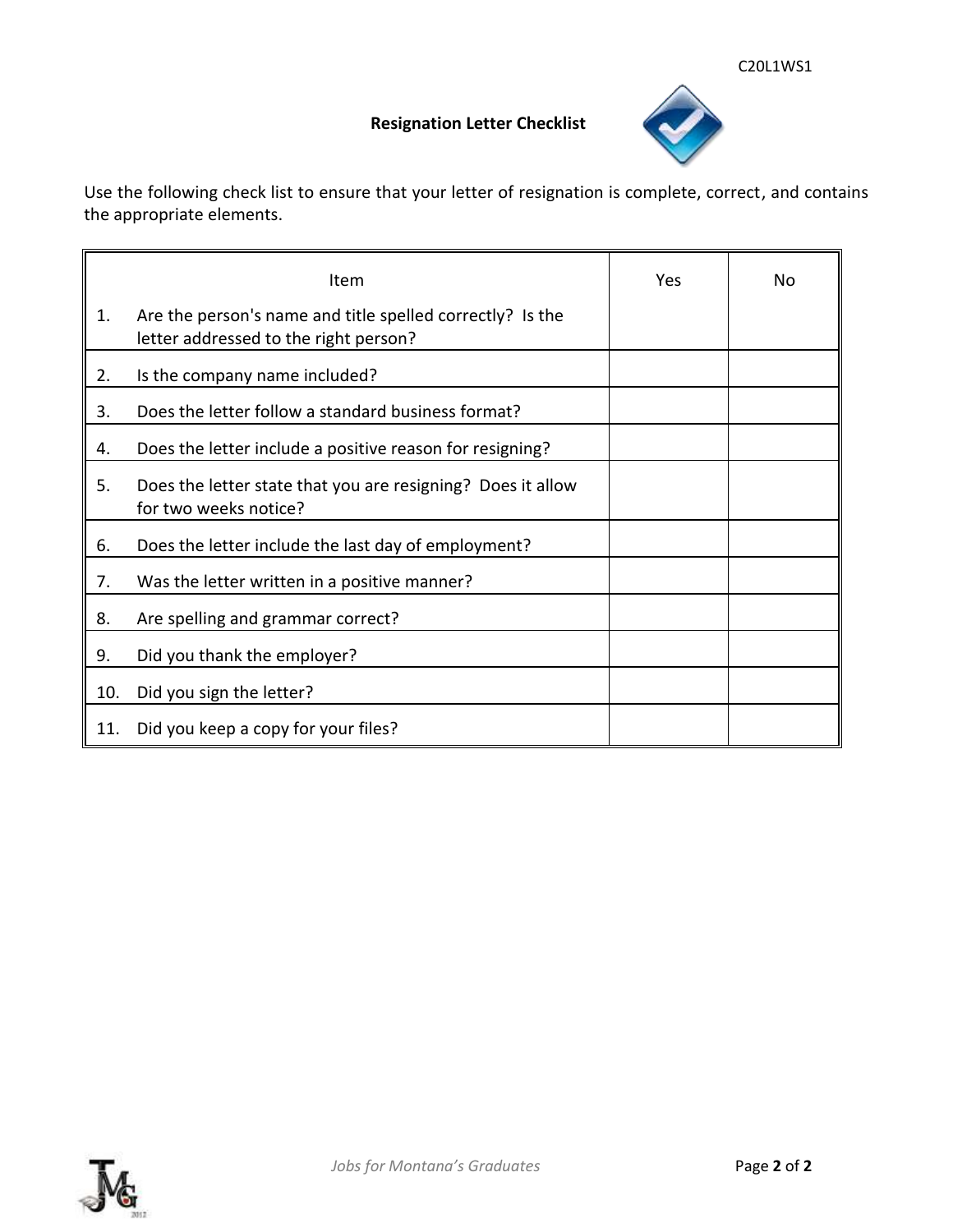## Resignation Letter Checklist

Use the following check list to ensure that your letter of resignation is complete, correct, and contains the appropriate elements.

| Item | Yes | No |
|---|---|---|
| 1. Are the person's name and title spelled correctly? Is the letter addressed to the right person? | | |
| 2. Is the company name included? | | |
| 3. Does the letter follow a standard business format? | | |
| 4. Does the letter include a positive reason for resigning? | | |
| 5. Does the letter state that you are resigning? Does it allow for two weeks notice? | | |
| 6. Does the letter include the last day of employment? | | |
| 7. Was the letter written in a positive manner? | | |
| 8. Are spelling and grammar correct? | | |
| 9. Did you thank the employer? | | |
| 10. Did you sign the letter? | | |
| 11. Did you keep a copy for your files? | | |